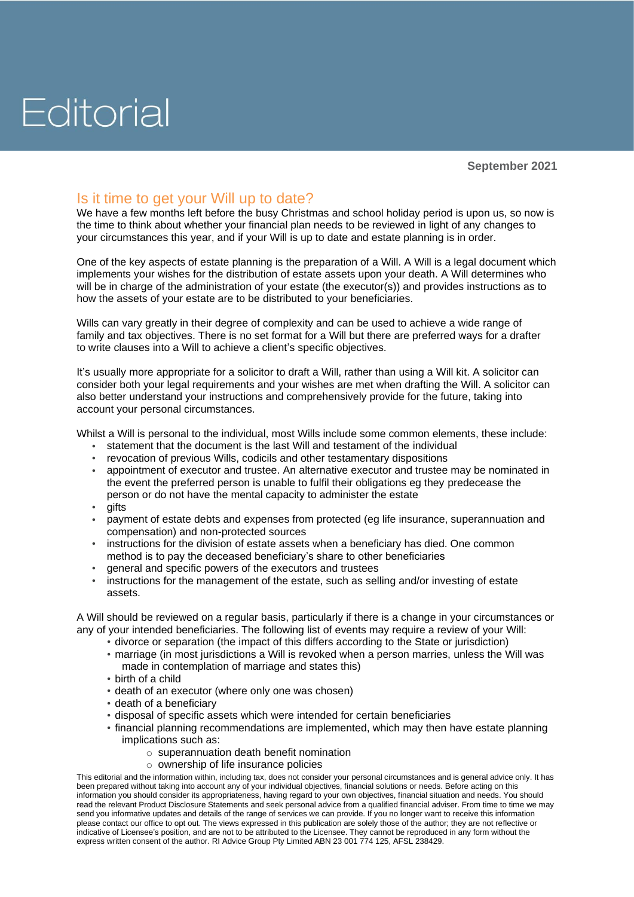# Editorial

**September 2021**

## Is it time to get your Will up to date?

We have a few months left before the busy Christmas and school holiday period is upon us, so now is the time to think about whether your financial plan needs to be reviewed in light of any changes to your circumstances this year, and if your Will is up to date and estate planning is in order.

One of the key aspects of estate planning is the preparation of a Will. A Will is a legal document which implements your wishes for the distribution of estate assets upon your death. A Will determines who will be in charge of the administration of your estate (the executor(s)) and provides instructions as to how the assets of your estate are to be distributed to your beneficiaries.

Wills can vary greatly in their degree of complexity and can be used to achieve a wide range of family and tax objectives. There is no set format for a Will but there are preferred ways for a drafter to write clauses into a Will to achieve a client's specific objectives.

It's usually more appropriate for a solicitor to draft a Will, rather than using a Will kit. A solicitor can consider both your legal requirements and your wishes are met when drafting the Will. A solicitor can also better understand your instructions and comprehensively provide for the future, taking into account your personal circumstances.

Whilst a Will is personal to the individual, most Wills include some common elements, these include:

- statement that the document is the last Will and testament of the individual
- revocation of previous Wills, codicils and other testamentary dispositions
- appointment of executor and trustee. An alternative executor and trustee may be nominated in the event the preferred person is unable to fulfil their obligations eg they predecease the person or do not have the mental capacity to administer the estate
- gifts
- payment of estate debts and expenses from protected (eg life insurance, superannuation and compensation) and non-protected sources
- instructions for the division of estate assets when a beneficiary has died. One common method is to pay the deceased beneficiary's share to other beneficiaries
- general and specific powers of the executors and trustees
- instructions for the management of the estate, such as selling and/or investing of estate assets.

A Will should be reviewed on a regular basis, particularly if there is a change in your circumstances or any of your intended beneficiaries. The following list of events may require a review of your Will:

- divorce or separation (the impact of this differs according to the State or jurisdiction)
- marriage (in most jurisdictions a Will is revoked when a person marries, unless the Will was made in contemplation of marriage and states this)
- birth of a child
- death of an executor (where only one was chosen)
- death of a beneficiary
- disposal of specific assets which were intended for certain beneficiaries
- financial planning recommendations are implemented, which may then have estate planning implications such as:
  - superannuation death benefit nomination
  - ownership of life insurance policies

This editorial and the information within, including tax, does not consider your personal circumstances and is general advice only. It has been prepared without taking into account any of your individual objectives, financial solutions or needs. Before acting on this information you should consider its appropriateness, having regard to your own objectives, financial situation and needs. You should read the relevant Product Disclosure Statements and seek personal advice from a qualified financial adviser. From time to time we may send you informative updates and details of the range of services we can provide. If you no longer want to receive this information please contact our office to opt out. The views expressed in this publication are solely those of the author; they are not reflective or indicative of Licensee's position, and are not to be attributed to the Licensee. They cannot be reproduced in any form without the express written consent of the author. RI Advice Group Pty Limited ABN 23 001 774 125, AFSL 238429.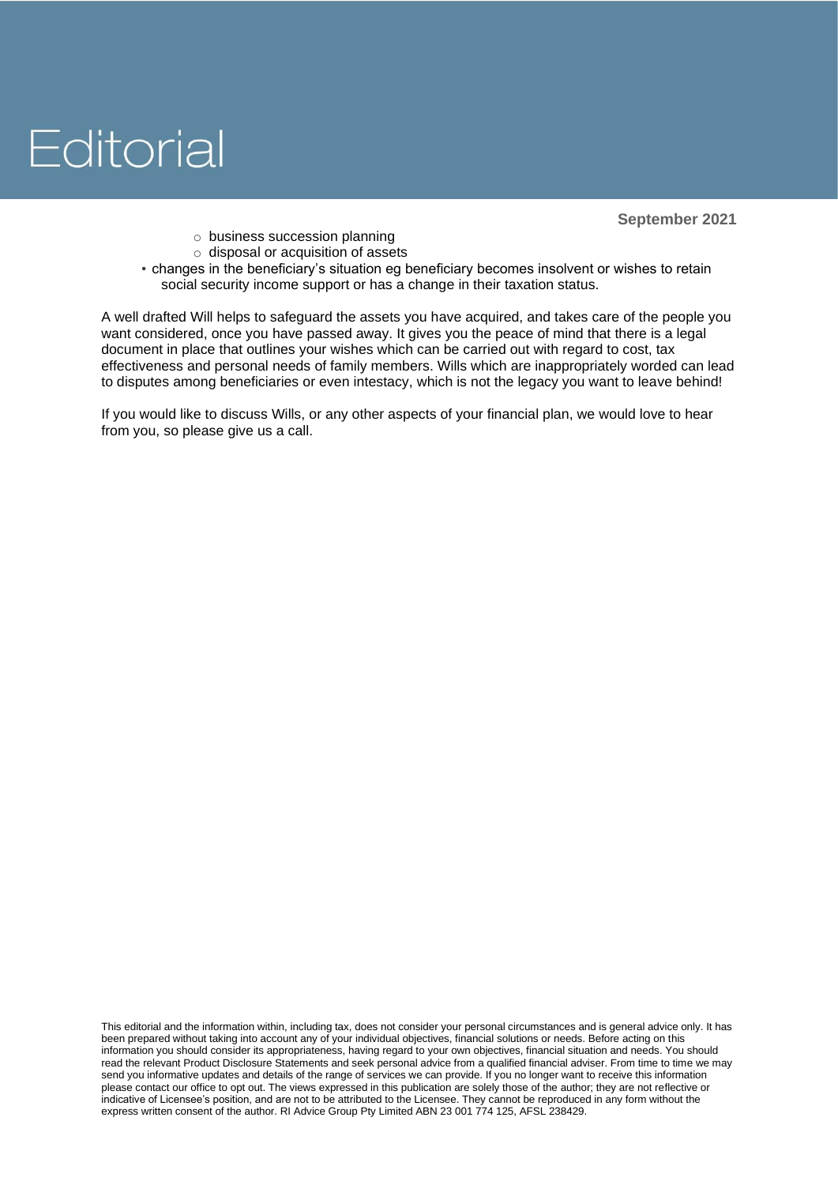# Editorial

**September 2021**

- business succession planning
- disposal or acquisition of assets
- changes in the beneficiary's situation eg beneficiary becomes insolvent or wishes to retain social security income support or has a change in their taxation status.

A well drafted Will helps to safeguard the assets you have acquired, and takes care of the people you want considered, once you have passed away. It gives you the peace of mind that there is a legal document in place that outlines your wishes which can be carried out with regard to cost, tax effectiveness and personal needs of family members. Wills which are inappropriately worded can lead to disputes among beneficiaries or even intestacy, which is not the legacy you want to leave behind!

If you would like to discuss Wills, or any other aspects of your financial plan, we would love to hear from you, so please give us a call.

This editorial and the information within, including tax, does not consider your personal circumstances and is general advice only. It has been prepared without taking into account any of your individual objectives, financial solutions or needs. Before acting on this information you should consider its appropriateness, having regard to your own objectives, financial situation and needs. You should read the relevant Product Disclosure Statements and seek personal advice from a qualified financial adviser. From time to time we may send you informative updates and details of the range of services we can provide. If you no longer want to receive this information please contact our office to opt out. The views expressed in this publication are solely those of the author; they are not reflective or indicative of Licensee's position, and are not to be attributed to the Licensee. They cannot be reproduced in any form without the express written consent of the author. RI Advice Group Pty Limited ABN 23 001 774 125, AFSL 238429.